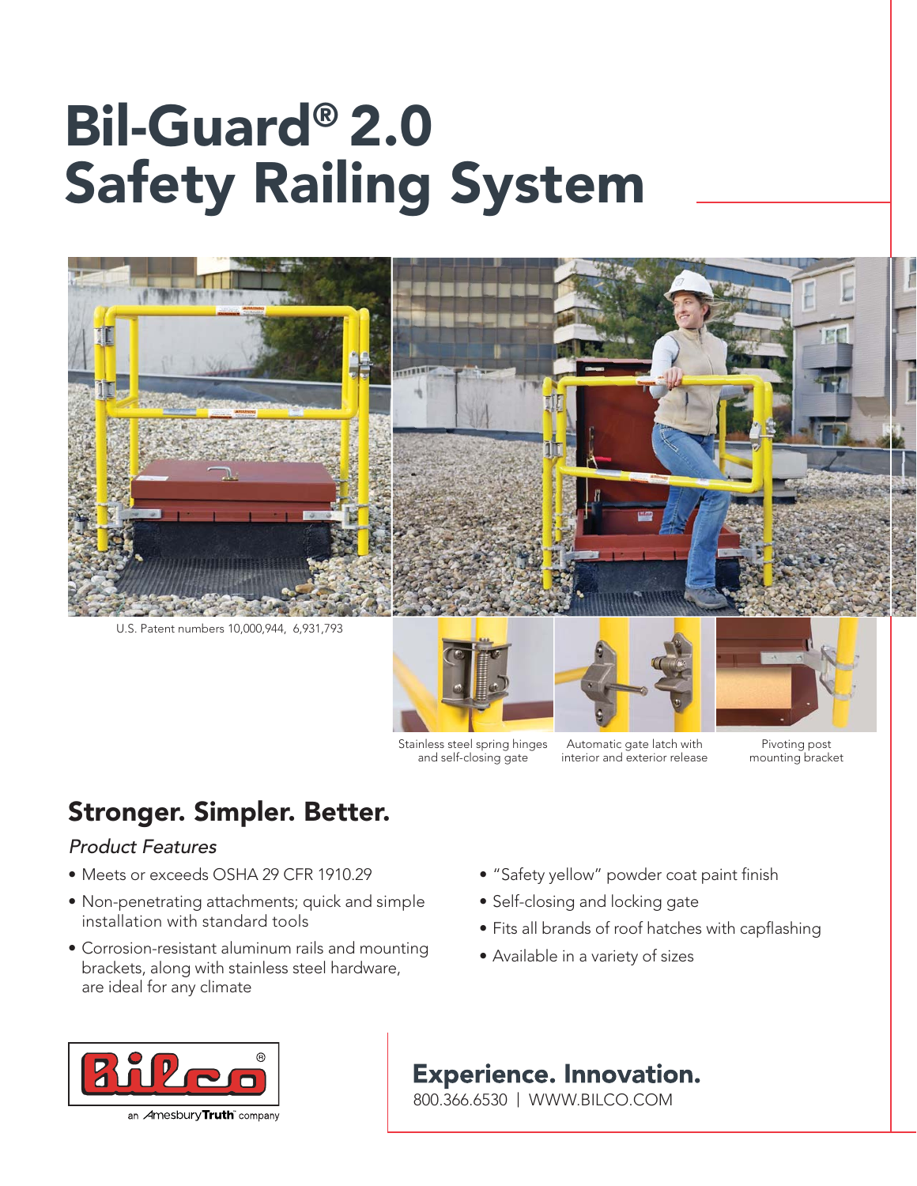# Bil-Guard® 2.0 Safety Railing System

U.S. Patent numbers 10,000,944, 6,931,793

Stainless steel spring hinges and self-closing gate

Automatic gate latch with interior and exterior release

Pivoting post mounting bracket

## Stronger. Simpler. Better.

*Product Features*

- Meets or exceeds OSHA 29 CFR 1910.29
- Non-penetrating attachments; quick and simple installation with standard tools
- Corrosion-resistant aluminum rails and mounting brackets, along with stainless steel hardware, are ideal for any climate
- "Safety yellow" powder coat paint finish
- Self-closing and locking gate
- Fits all brands of roof hatches with capflashing
- Available in a variety of sizes

Bilco®

an AmesburyTruth company

**Experience. Innovation.**

800.366.6530 | WWW.BILCO.COM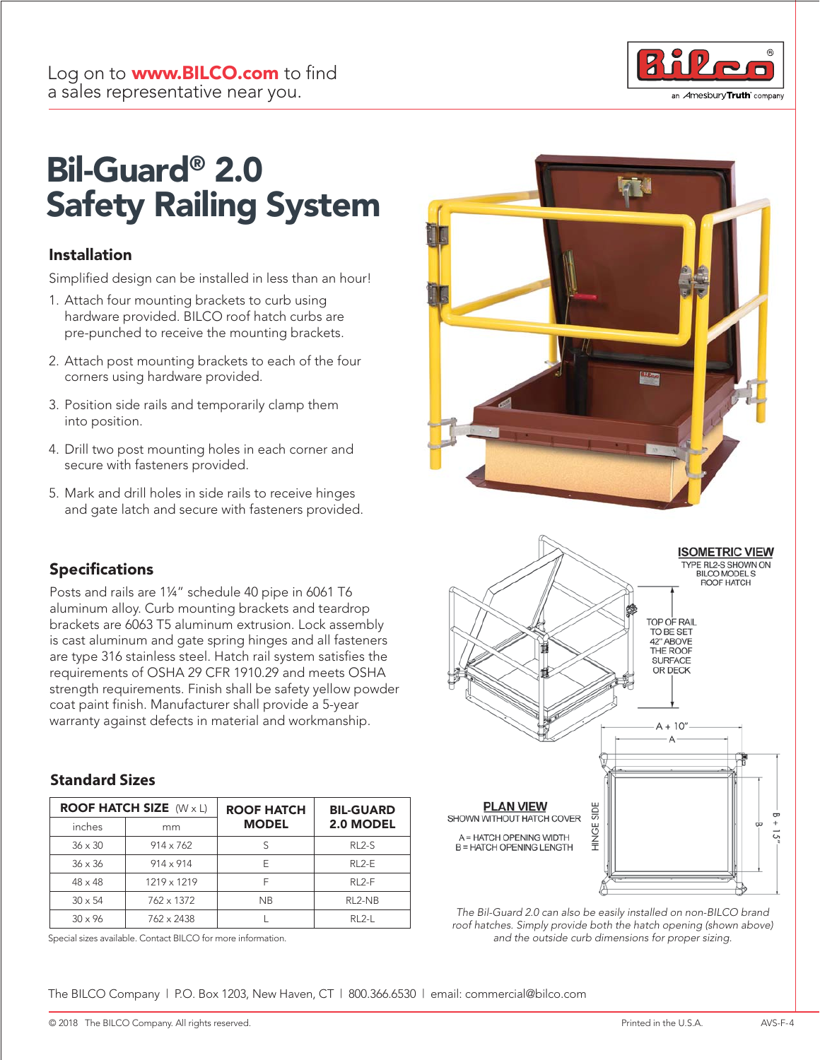Log on to **www.BILCO.com** to find a sales representative near you.

# Bil-Guard® 2.0 Safety Railing System

## Installation

Simplified design can be installed in less than an hour!

1. Attach four mounting brackets to curb using hardware provided. BILCO roof hatch curbs are pre-punched to receive the mounting brackets.
2. Attach post mounting brackets to each of the four corners using hardware provided.
3. Position side rails and temporarily clamp them into position.
4. Drill two post mounting holes in each corner and secure with fasteners provided.
5. Mark and drill holes in side rails to receive hinges and gate latch and secure with fasteners provided.

## Specifications

Posts and rails are 1¼" schedule 40 pipe in 6061 T6 aluminum alloy. Curb mounting brackets and teardrop brackets are 6063 T5 aluminum extrusion. Lock assembly is cast aluminum and gate spring hinges and all fasteners are type 316 stainless steel. Hatch rail system satisfies the requirements of OSHA 29 CFR 1910.29 and meets OSHA strength requirements. Finish shall be safety yellow powder coat paint finish. Manufacturer shall provide a 5-year warranty against defects in material and workmanship.

## Standard Sizes

| ROOF HATCH SIZE (W x L) | | ROOF HATCH MODEL | BIL-GUARD 2.0 MODEL |
|---|---|---|---|
| inches | mm | | |
| 36 x 30 | 914 x 762 | S | RL2-S |
| 36 x 36 | 914 x 914 | E | RL2-E |
| 48 x 48 | 1219 x 1219 | F | RL2-F |
| 30 x 54 | 762 x 1372 | NB | RL2-NB |
| 30 x 96 | 762 x 2438 | L | RL2-L |

Special sizes available. Contact BILCO for more information.

ISOMETRIC VIEW
TYPE RL2-S SHOWN ON BILCO MODEL S ROOF HATCH

TOP OF RAIL TO BE SET 42" ABOVE THE ROOF SURFACE OR DECK

A + 10"
A

PLAN VIEW
SHOWN WITHOUT HATCH COVER

A = HATCH OPENING WIDTH
B = HATCH OPENING LENGTH

HINGE SIDE
B
B + 15"

*The Bil-Guard 2.0 can also be easily installed on non-BILCO brand roof hatches. Simply provide both the hatch opening (shown above) and the outside curb dimensions for proper sizing.*

The BILCO Company | P.O. Box 1203, New Haven, CT | 800.366.6530 | email: commercial@bilco.com

© 2018 The BILCO Company. All rights reserved. Printed in the U.S.A. AVS-F-4